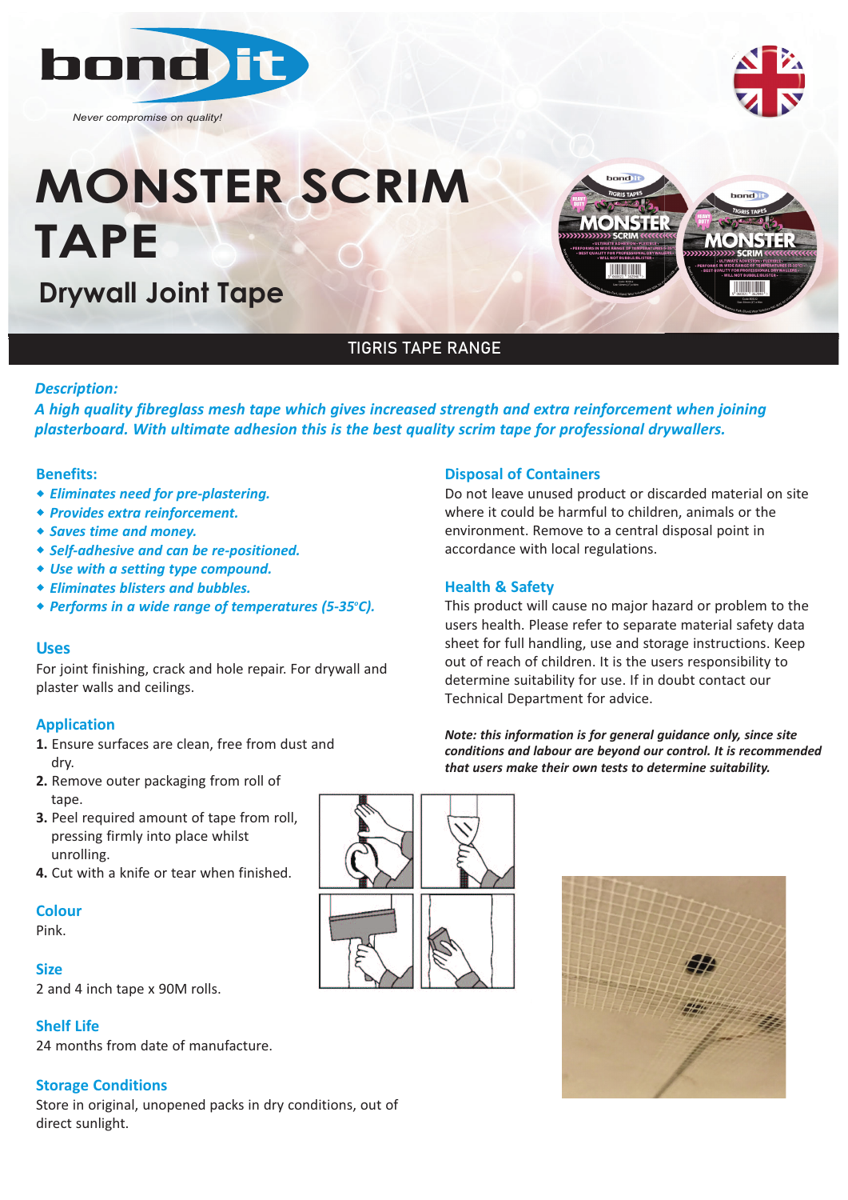bond it

*Never compromise on quality!*

# MONSTER SCRIM TAPE

## Drywall Joint Tape

TIGRIS TAPE RANGE

***Description:***

***A high quality fibreglass mesh tape which gives increased strength and extra reinforcement when joining plasterboard. With ultimate adhesion this is the best quality scrim tape for professional drywallers.***

### Benefits:

- ***Eliminates need for pre-plastering.***
- ***Provides extra reinforcement.***
- ***Saves time and money.***
- ***Self-adhesive and can be re-positioned.***
- ***Use with a setting type compound.***
- ***Eliminates blisters and bubbles.***
- ***Performs in a wide range of temperatures (5-35°C).***

### Uses

For joint finishing, crack and hole repair. For drywall and plaster walls and ceilings.

### Application

1. Ensure surfaces are clean, free from dust and dry.
2. Remove outer packaging from roll of tape.
3. Peel required amount of tape from roll, pressing firmly into place whilst unrolling.
4. Cut with a knife or tear when finished.

### Colour

Pink.

### Size

2 and 4 inch tape x 90M rolls.

### Shelf Life

24 months from date of manufacture.

### Storage Conditions

Store in original, unopened packs in dry conditions, out of direct sunlight.

### Disposal of Containers

Do not leave unused product or discarded material on site where it could be harmful to children, animals or the environment. Remove to a central disposal point in accordance with local regulations.

### Health & Safety

This product will cause no major hazard or problem to the users health. Please refer to separate material safety data sheet for full handling, use and storage instructions. Keep out of reach of children. It is the users responsibility to determine suitability for use. If in doubt contact our Technical Department for advice.

***Note: this information is for general guidance only, since site conditions and labour are beyond our control. It is recommended that users make their own tests to determine suitability.***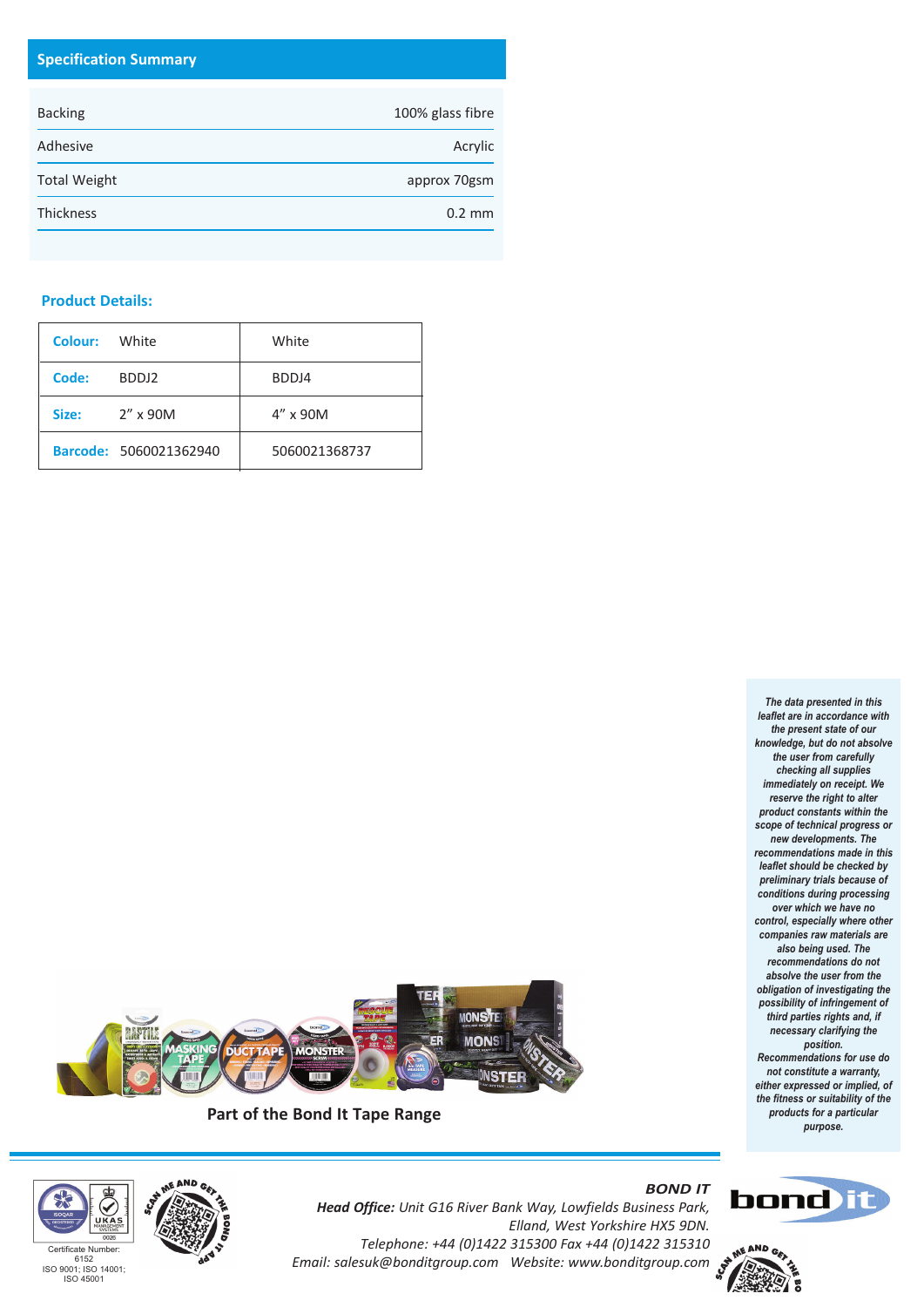## Specification Summary

| | |
|---|---|
| Backing | 100% glass fibre |
| Adhesive | Acrylic |
| Total Weight | approx 70gsm |
| Thickness | 0.2 mm |

### Product Details:

| | | |
|---|---|---|
| **Colour:** | White | White |
| **Code:** | BDDJ2 | BDDJ4 |
| **Size:** | 2" x 90M | 4" x 90M |
| **Barcode:** | 5060021362940 | 5060021368737 |

*The data presented in this leaflet are in accordance with the present state of our knowledge, but do not absolve the user from carefully checking all supplies immediately on receipt. We reserve the right to alter product constants within the scope of technical progress or new developments. The recommendations made in this leaflet should be checked by preliminary trials because of conditions during processing over which we have no control, especially where other companies raw materials are also being used. The recommendations do not absolve the user from the obligation of investigating the possibility of infringement of third parties rights and, if necessary clarifying the position. Recommendations for use do not constitute a warranty, either expressed or implied, of the fitness or suitability of the products for a particular purpose.*

**Part of the Bond It Tape Range**

Certificate Number: 6152
ISO 9001; ISO 14001; ISO 45001

SCAN ME AND GET THE BOND IT APP

***BOND IT***
***Head Office:*** *Unit G16 River Bank Way, Lowfields Business Park, Elland, West Yorkshire HX5 9DN.*
*Telephone: +44 (0)1422 315300 Fax +44 (0)1422 315310*
*Email: salesuk@bonditgroup.com Website: www.bonditgroup.com*